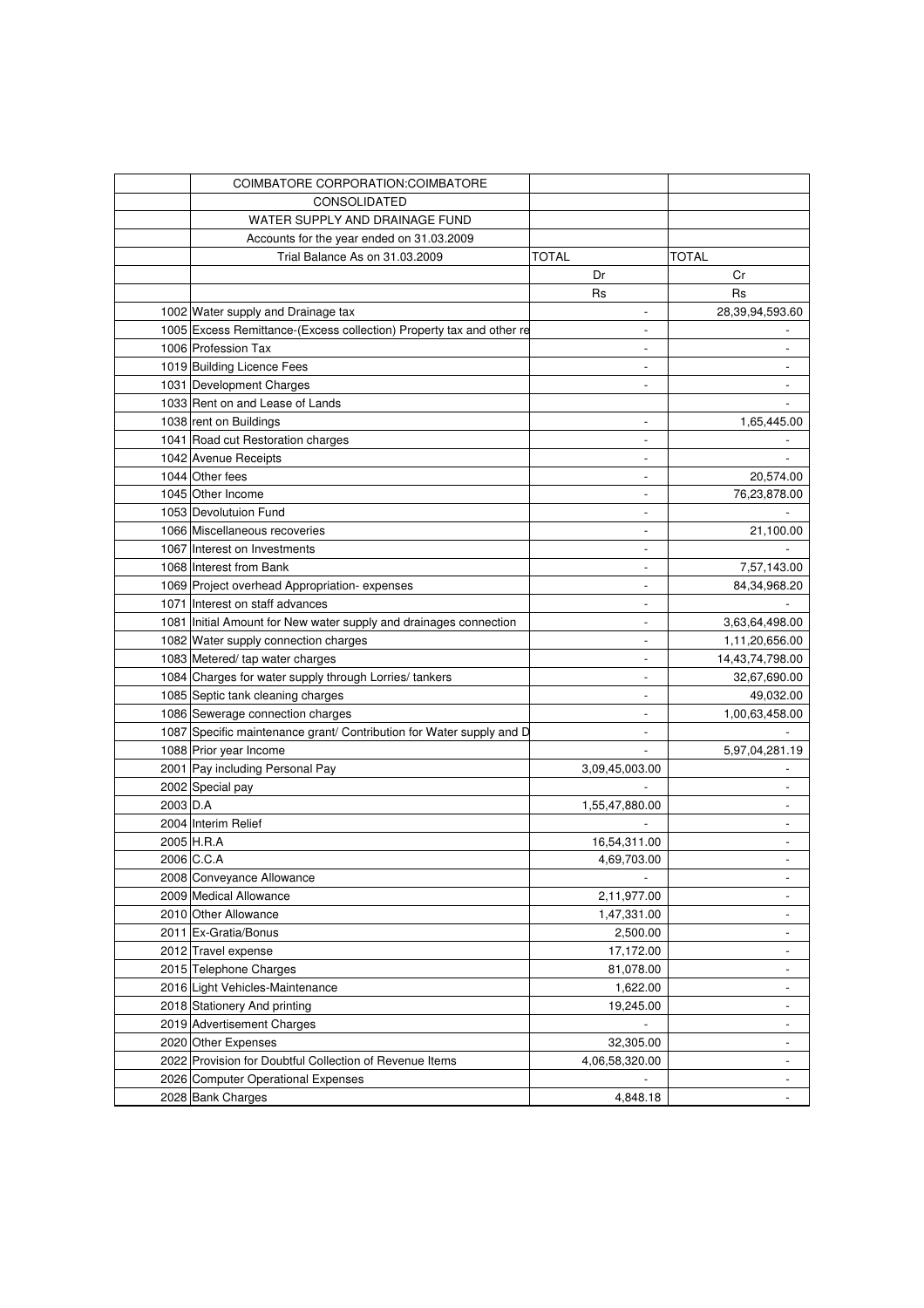| | COIMBATORE CORPORATION:COIMBATORE | | |
|---|---|---|---|
| | CONSOLIDATED | | |
| | WATER SUPPLY AND DRAINAGE FUND | | |
| | Accounts for the year ended on 31.03.2009 | | |
| | Trial Balance As on 31.03.2009 | TOTAL | TOTAL |
| | | Dr | Cr |
| | | Rs | Rs |
| 1002 | Water supply and Drainage tax | - | 28,39,94,593.60 |
| 1005 | Excess Remittance-(Excess collection) Property tax and other re | - | - |
| 1006 | Profession Tax | - | - |
| 1019 | Building Licence Fees | - | - |
| 1031 | Development Charges | - | - |
| 1033 | Rent on and Lease of Lands | | - |
| 1038 | rent on Buildings | - | 1,65,445.00 |
| 1041 | Road cut Restoration charges | - | - |
| 1042 | Avenue Receipts | - | - |
| 1044 | Other fees | - | 20,574.00 |
| 1045 | Other Income | - | 76,23,878.00 |
| 1053 | Devolutuion Fund | - | - |
| 1066 | Miscellaneous recoveries | - | 21,100.00 |
| 1067 | Interest on Investments | - | - |
| 1068 | Interest from Bank | - | 7,57,143.00 |
| 1069 | Project overhead Appropriation- expenses | - | 84,34,968.20 |
| 1071 | Interest on staff advances | - | - |
| 1081 | Initial Amount for New water supply and drainages connection | - | 3,63,64,498.00 |
| 1082 | Water supply connection charges | - | 1,11,20,656.00 |
| 1083 | Metered/ tap water charges | - | 14,43,74,798.00 |
| 1084 | Charges for water supply through Lorries/ tankers | - | 32,67,690.00 |
| 1085 | Septic tank cleaning charges | - | 49,032.00 |
| 1086 | Sewerage connection charges | - | 1,00,63,458.00 |
| 1087 | Specific maintenance grant/ Contribution for Water supply and D | - | - |
| 1088 | Prior year Income | - | 5,97,04,281.19 |
| 2001 | Pay including Personal Pay | 3,09,45,003.00 | - |
| 2002 | Special pay | - | - |
| 2003 | D.A | 1,55,47,880.00 | - |
| 2004 | Interim Relief | - | - |
| 2005 | H.R.A | 16,54,311.00 | - |
| 2006 | C.C.A | 4,69,703.00 | - |
| 2008 | Conveyance Allowance | - | - |
| 2009 | Medical Allowance | 2,11,977.00 | - |
| 2010 | Other Allowance | 1,47,331.00 | - |
| 2011 | Ex-Gratia/Bonus | 2,500.00 | - |
| 2012 | Travel expense | 17,172.00 | - |
| 2015 | Telephone Charges | 81,078.00 | - |
| 2016 | Light Vehicles-Maintenance | 1,622.00 | - |
| 2018 | Stationery And printing | 19,245.00 | - |
| 2019 | Advertisement Charges | - | - |
| 2020 | Other Expenses | 32,305.00 | - |
| 2022 | Provision for Doubtful Collection of Revenue Items | 4,06,58,320.00 | - |
| 2026 | Computer Operational Expenses | - | - |
| 2028 | Bank Charges | 4,848.18 | - |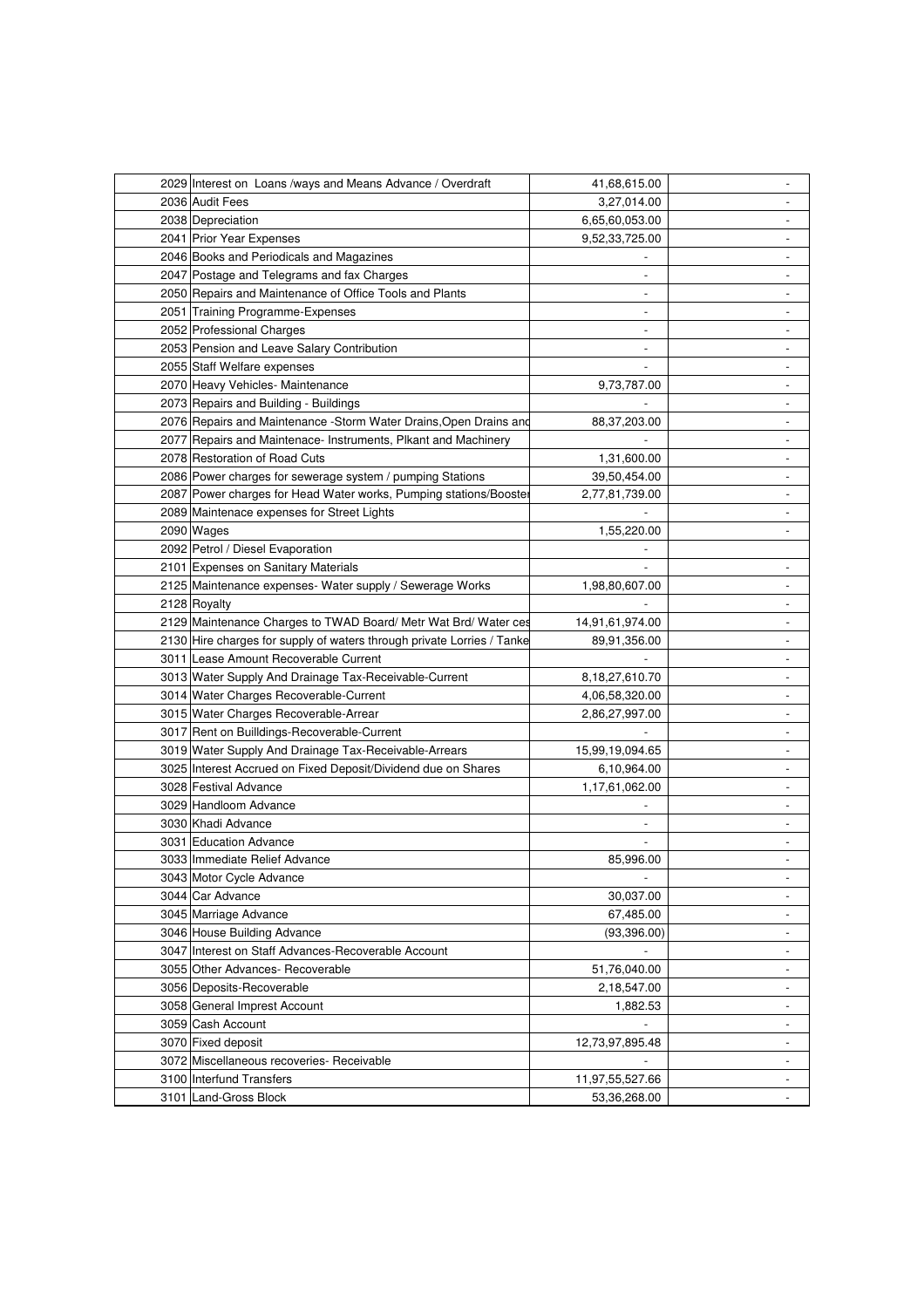| | | | |
|---|---|---|---|
| 2029 | Interest on Loans /ways and Means Advance / Overdraft | 41,68,615.00 | - |
| 2036 | Audit Fees | 3,27,014.00 | - |
| 2038 | Depreciation | 6,65,60,053.00 | - |
| 2041 | Prior Year Expenses | 9,52,33,725.00 | - |
| 2046 | Books and Periodicals and Magazines | - | - |
| 2047 | Postage and Telegrams and fax Charges | - | - |
| 2050 | Repairs and Maintenance of Office Tools and Plants | - | - |
| 2051 | Training Programme-Expenses | - | - |
| 2052 | Professional Charges | - | - |
| 2053 | Pension and Leave Salary Contribution | - | - |
| 2055 | Staff Welfare expenses | - | - |
| 2070 | Heavy Vehicles- Maintenance | 9,73,787.00 | - |
| 2073 | Repairs and Building - Buildings | - | - |
| 2076 | Repairs and Maintenance -Storm Water Drains,Open Drains and | 88,37,203.00 | - |
| 2077 | Repairs and Maintenace- Instruments, Plkant and Machinery | - | - |
| 2078 | Restoration of Road Cuts | 1,31,600.00 | - |
| 2086 | Power charges for sewerage system / pumping Stations | 39,50,454.00 | - |
| 2087 | Power charges for Head Water works, Pumping stations/Booster | 2,77,81,739.00 | - |
| 2089 | Maintenace expenses for Street Lights | - | - |
| 2090 | Wages | 1,55,220.00 | - |
| 2092 | Petrol / Diesel Evaporation | - | |
| 2101 | Expenses on Sanitary Materials | - | - |
| 2125 | Maintenance expenses- Water supply / Sewerage Works | 1,98,80,607.00 | - |
| 2128 | Royalty | - | - |
| 2129 | Maintenance Charges to TWAD Board/ Metr Wat Brd/ Water ces | 14,91,61,974.00 | - |
| 2130 | Hire charges for supply of waters through private Lorries / Tanke | 89,91,356.00 | - |
| 3011 | Lease Amount Recoverable Current | - | - |
| 3013 | Water Supply And Drainage Tax-Receivable-Current | 8,18,27,610.70 | - |
| 3014 | Water Charges Recoverable-Current | 4,06,58,320.00 | - |
| 3015 | Water Charges Recoverable-Arrear | 2,86,27,997.00 | - |
| 3017 | Rent on Builldings-Recoverable-Current | - | - |
| 3019 | Water Supply And Drainage Tax-Receivable-Arrears | 15,99,19,094.65 | - |
| 3025 | Interest Accrued on Fixed Deposit/Dividend due on Shares | 6,10,964.00 | - |
| 3028 | Festival Advance | 1,17,61,062.00 | - |
| 3029 | Handloom Advance | - | - |
| 3030 | Khadi Advance | - | - |
| 3031 | Education Advance | - | - |
| 3033 | Immediate Relief Advance | 85,996.00 | - |
| 3043 | Motor Cycle Advance | - | - |
| 3044 | Car Advance | 30,037.00 | - |
| 3045 | Marriage Advance | 67,485.00 | - |
| 3046 | House Building Advance | (93,396.00) | - |
| 3047 | Interest on Staff Advances-Recoverable Account | - | - |
| 3055 | Other Advances- Recoverable | 51,76,040.00 | - |
| 3056 | Deposits-Recoverable | 2,18,547.00 | - |
| 3058 | General Imprest Account | 1,882.53 | - |
| 3059 | Cash Account | - | - |
| 3070 | Fixed deposit | 12,73,97,895.48 | - |
| 3072 | Miscellaneous recoveries- Receivable | - | - |
| 3100 | Interfund Transfers | 11,97,55,527.66 | - |
| 3101 | Land-Gross Block | 53,36,268.00 | - |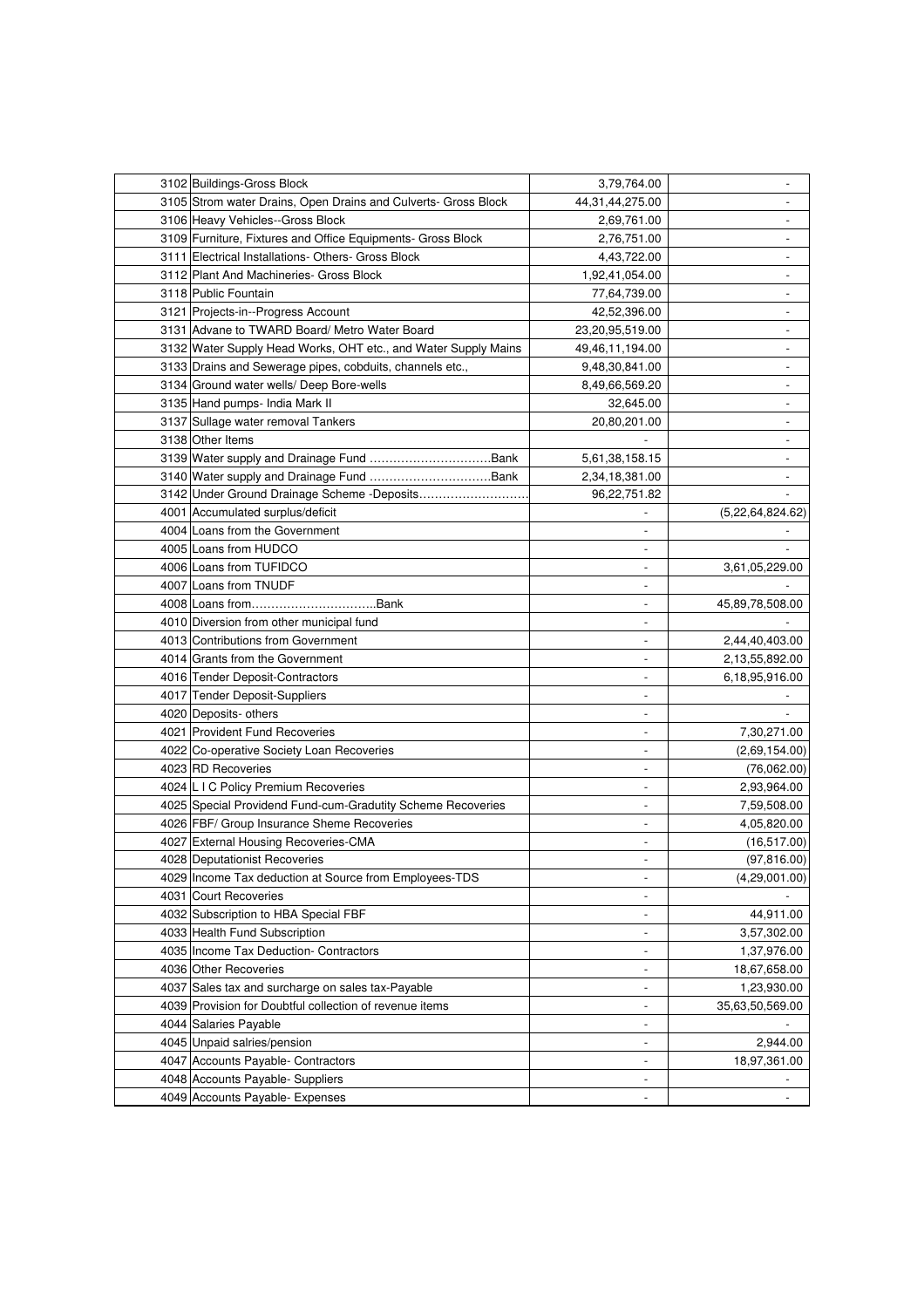| | | | |
|---|---|---|---|
| 3102 | Buildings-Gross Block | 3,79,764.00 | - |
| 3105 | Strom water Drains, Open Drains and Culverts- Gross Block | 44,31,44,275.00 | - |
| 3106 | Heavy Vehicles--Gross Block | 2,69,761.00 | - |
| 3109 | Furniture, Fixtures and Office Equipments- Gross Block | 2,76,751.00 | - |
| 3111 | Electrical Installations- Others- Gross Block | 4,43,722.00 | - |
| 3112 | Plant And Machineries- Gross Block | 1,92,41,054.00 | - |
| 3118 | Public Fountain | 77,64,739.00 | - |
| 3121 | Projects-in--Progress Account | 42,52,396.00 | - |
| 3131 | Advane to TWARD Board/ Metro Water Board | 23,20,95,519.00 | - |
| 3132 | Water Supply Head Works, OHT etc., and Water Supply Mains | 49,46,11,194.00 | - |
| 3133 | Drains and Sewerage pipes, cobduits, channels etc., | 9,48,30,841.00 | - |
| 3134 | Ground water wells/ Deep Bore-wells | 8,49,66,569.20 | - |
| 3135 | Hand pumps- India Mark II | 32,645.00 | - |
| 3137 | Sullage water removal Tankers | 20,80,201.00 | - |
| 3138 | Other Items | - | - |
| 3139 | Water supply and Drainage Fund ...............................Bank | 5,61,38,158.15 | - |
| 3140 | Water supply and Drainage Fund ...............................Bank | 2,34,18,381.00 | - |
| 3142 | Under Ground Drainage Scheme -Deposits............................ | 96,22,751.82 | - |
| 4001 | Accumulated surplus/deficit | - | (5,22,64,824.62) |
| 4004 | Loans from the Government | - | - |
| 4005 | Loans from HUDCO | - | - |
| 4006 | Loans from TUFIDCO | - | 3,61,05,229.00 |
| 4007 | Loans from TNUDF | - | - |
| 4008 | Loans from................................Bank | - | 45,89,78,508.00 |
| 4010 | Diversion from other municipal fund | - | - |
| 4013 | Contributions from Government | - | 2,44,40,403.00 |
| 4014 | Grants from the Government | - | 2,13,55,892.00 |
| 4016 | Tender Deposit-Contractors | - | 6,18,95,916.00 |
| 4017 | Tender Deposit-Suppliers | - | - |
| 4020 | Deposits- others | - | - |
| 4021 | Provident Fund Recoveries | - | 7,30,271.00 |
| 4022 | Co-operative Society Loan Recoveries | - | (2,69,154.00) |
| 4023 | RD Recoveries | - | (76,062.00) |
| 4024 | L I C Policy Premium Recoveries | - | 2,93,964.00 |
| 4025 | Special Providend Fund-cum-Gradutity Scheme Recoveries | - | 7,59,508.00 |
| 4026 | FBF/ Group Insurance Sheme Recoveries | - | 4,05,820.00 |
| 4027 | External Housing Recoveries-CMA | - | (16,517.00) |
| 4028 | Deputationist Recoveries | - | (97,816.00) |
| 4029 | Income Tax deduction at Source from Employees-TDS | - | (4,29,001.00) |
| 4031 | Court Recoveries | - | - |
| 4032 | Subscription to HBA Special FBF | - | 44,911.00 |
| 4033 | Health Fund Subscription | - | 3,57,302.00 |
| 4035 | Income Tax Deduction- Contractors | - | 1,37,976.00 |
| 4036 | Other Recoveries | - | 18,67,658.00 |
| 4037 | Sales tax and surcharge on sales tax-Payable | - | 1,23,930.00 |
| 4039 | Provision for Doubtful collection of revenue items | - | 35,63,50,569.00 |
| 4044 | Salaries Payable | - | - |
| 4045 | Unpaid salries/pension | - | 2,944.00 |
| 4047 | Accounts Payable- Contractors | - | 18,97,361.00 |
| 4048 | Accounts Payable- Suppliers | - | - |
| 4049 | Accounts Payable- Expenses | - | - |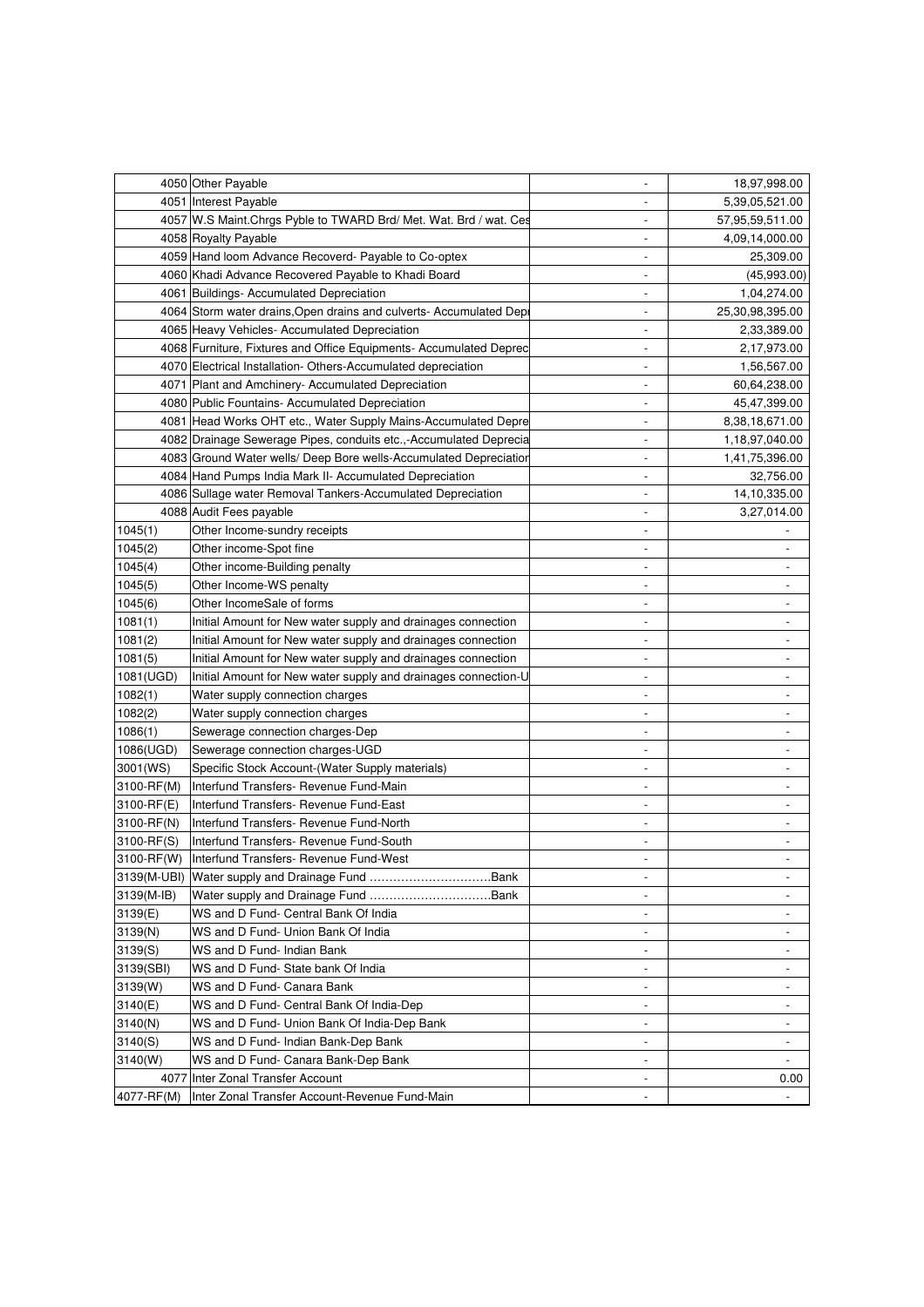| | | | |
|---|---|---|---|
| 4050 | Other Payable | - | 18,97,998.00 |
| 4051 | Interest Payable | - | 5,39,05,521.00 |
| 4057 | W.S Maint.Chrgs Pyble to TWARD Brd/ Met. Wat. Brd / wat. Ces | - | 57,95,59,511.00 |
| 4058 | Royalty Payable | - | 4,09,14,000.00 |
| 4059 | Hand loom Advance Recoverd- Payable to Co-optex | - | 25,309.00 |
| 4060 | Khadi Advance Recovered Payable to Khadi Board | - | (45,993.00) |
| 4061 | Buildings- Accumulated Depreciation | - | 1,04,274.00 |
| 4064 | Storm water drains,Open drains and culverts- Accumulated Dep | - | 25,30,98,395.00 |
| 4065 | Heavy Vehicles- Accumulated Depreciation | - | 2,33,389.00 |
| 4068 | Furniture, Fixtures and Office Equipments- Accumulated Deprec | - | 2,17,973.00 |
| 4070 | Electrical Installation- Others-Accumulated depreciation | - | 1,56,567.00 |
| 4071 | Plant and Amchinery- Accumulated Depreciation | - | 60,64,238.00 |
| 4080 | Public Fountains- Accumulated Depreciation | - | 45,47,399.00 |
| 4081 | Head Works OHT etc., Water Supply Mains-Accumulated Depre | - | 8,38,18,671.00 |
| 4082 | Drainage Sewerage Pipes, conduits etc.,-Accumulated Deprecia | - | 1,18,97,040.00 |
| 4083 | Ground Water wells/ Deep Bore wells-Accumulated Depreciation | - | 1,41,75,396.00 |
| 4084 | Hand Pumps India Mark II- Accumulated Depreciation | - | 32,756.00 |
| 4086 | Sullage water Removal Tankers-Accumulated Depreciation | - | 14,10,335.00 |
| 4088 | Audit Fees payable | - | 3,27,014.00 |
| 1045(1) | Other Income-sundry receipts | - | - |
| 1045(2) | Other income-Spot fine | - | - |
| 1045(4) | Other income-Building penalty | - | - |
| 1045(5) | Other Income-WS penalty | - | - |
| 1045(6) | Other IncomeSale of forms | - | - |
| 1081(1) | Initial Amount for New water supply and drainages connection | - | - |
| 1081(2) | Initial Amount for New water supply and drainages connection | - | - |
| 1081(5) | Initial Amount for New water supply and drainages connection | - | - |
| 1081(UGD) | Initial Amount for New water supply and drainages connection-U | - | - |
| 1082(1) | Water supply connection charges | - | - |
| 1082(2) | Water supply connection charges | - | - |
| 1086(1) | Sewerage connection charges-Dep | - | - |
| 1086(UGD) | Sewerage connection charges-UGD | - | - |
| 3001(WS) | Specific Stock Account-(Water Supply materials) | - | - |
| 3100-RF(M) | Interfund Transfers- Revenue Fund-Main | - | - |
| 3100-RF(E) | Interfund Transfers- Revenue Fund-East | - | - |
| 3100-RF(N) | Interfund Transfers- Revenue Fund-North | - | - |
| 3100-RF(S) | Interfund Transfers- Revenue Fund-South | - | - |
| 3100-RF(W) | Interfund Transfers- Revenue Fund-West | - | - |
| 3139(M-UBI) | Water supply and Drainage Fund ...............................Bank | - | - |
| 3139(M-IB) | Water supply and Drainage Fund ...............................Bank | - | - |
| 3139(E) | WS and D Fund- Central Bank Of India | - | - |
| 3139(N) | WS and D Fund- Union Bank Of India | - | - |
| 3139(S) | WS and D Fund- Indian Bank | - | - |
| 3139(SBI) | WS and D Fund- State bank Of India | - | - |
| 3139(W) | WS and D Fund- Canara Bank | - | - |
| 3140(E) | WS and D Fund- Central Bank Of India-Dep | - | - |
| 3140(N) | WS and D Fund- Union Bank Of India-Dep Bank | - | - |
| 3140(S) | WS and D Fund- Indian Bank-Dep Bank | - | - |
| 3140(W) | WS and D Fund- Canara Bank-Dep Bank | - | - |
| 4077 | Inter Zonal Transfer Account | - | 0.00 |
| 4077-RF(M) | Inter Zonal Transfer Account-Revenue Fund-Main | - | - |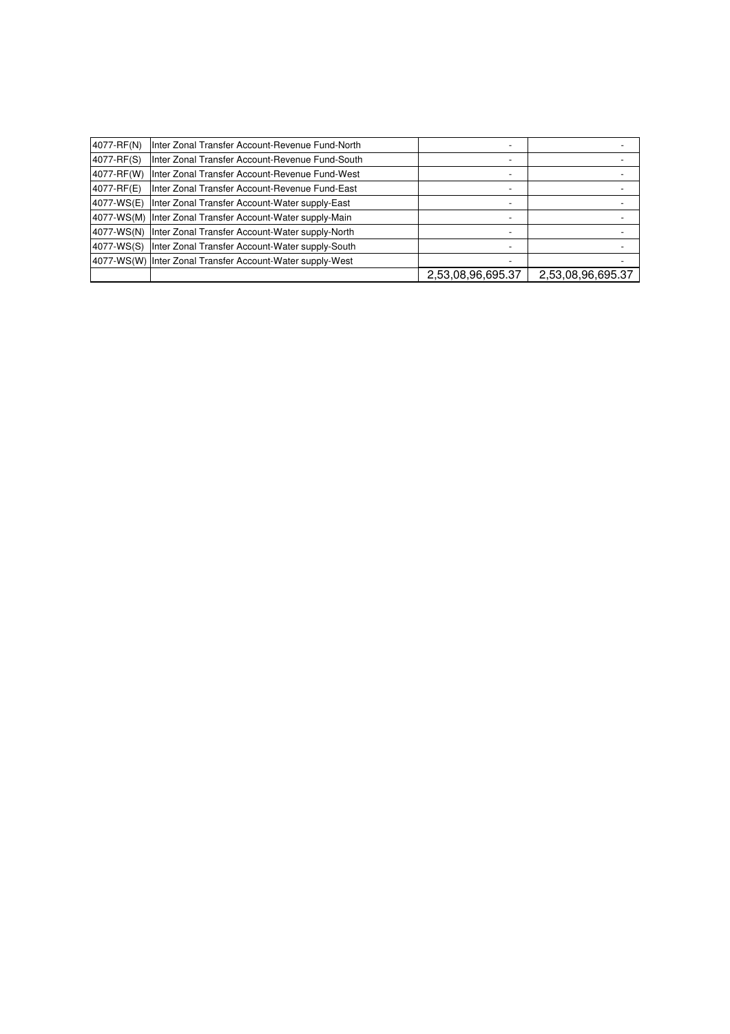| | | | |
|---|---|---|---|
| 4077-RF(N) | Inter Zonal Transfer Account-Revenue Fund-North | - | - |
| 4077-RF(S) | Inter Zonal Transfer Account-Revenue Fund-South | - | - |
| 4077-RF(W) | Inter Zonal Transfer Account-Revenue Fund-West | - | - |
| 4077-RF(E) | Inter Zonal Transfer Account-Revenue Fund-East | - | - |
| 4077-WS(E) | Inter Zonal Transfer Account-Water supply-East | - | - |
| 4077-WS(M) | Inter Zonal Transfer Account-Water supply-Main | - | - |
| 4077-WS(N) | Inter Zonal Transfer Account-Water supply-North | - | - |
| 4077-WS(S) | Inter Zonal Transfer Account-Water supply-South | - | - |
| 4077-WS(W) | Inter Zonal Transfer Account-Water supply-West | - | - |
| | | 2,53,08,96,695.37 | 2,53,08,96,695.37 |